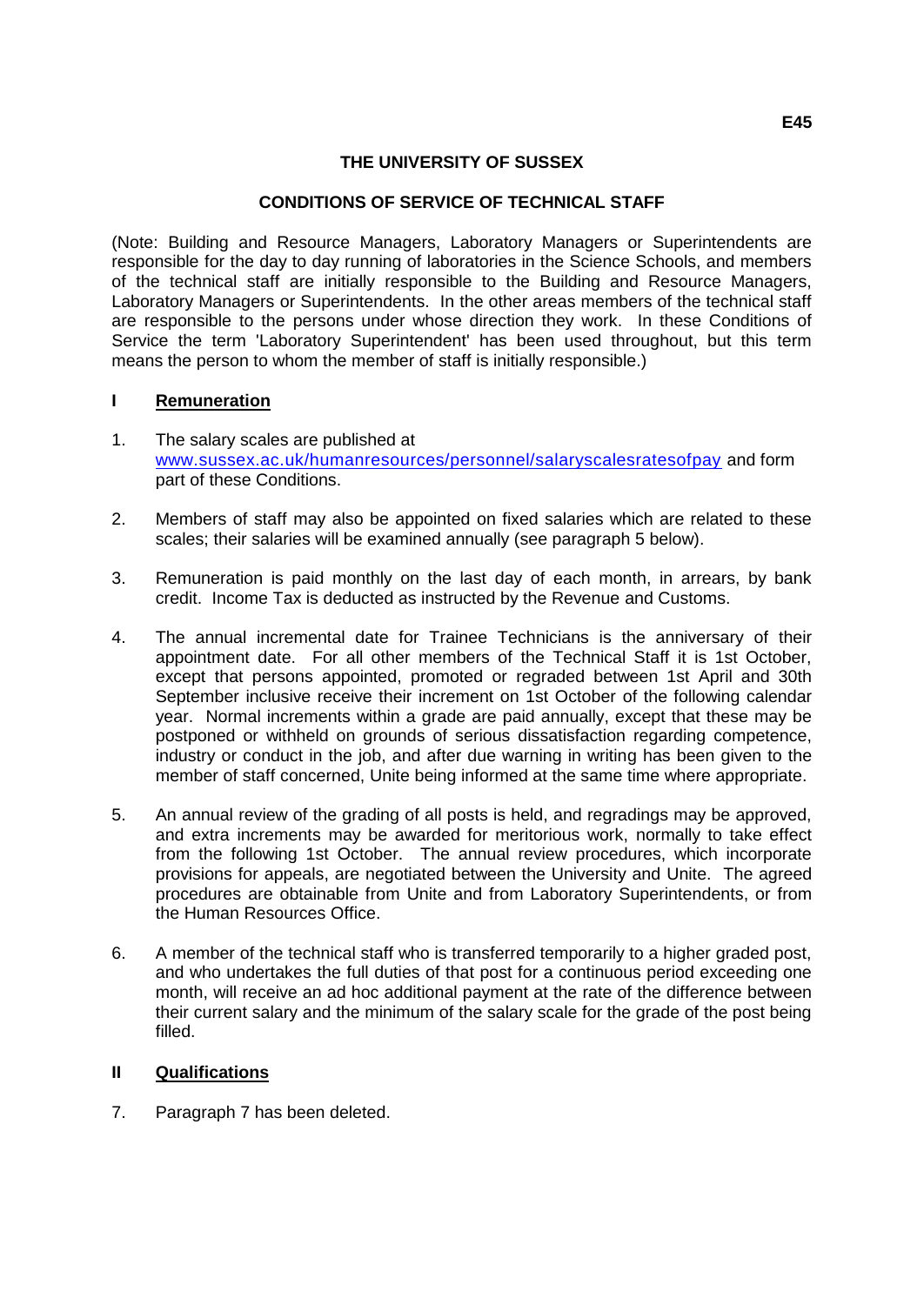E45

# THE UNIVERSITY OF SUSSEX

## CONDITIONS OF SERVICE OF TECHNICAL STAFF

(Note: Building and Resource Managers, Laboratory Managers or Superintendents are responsible for the day to day running of laboratories in the Science Schools, and members of the technical staff are initially responsible to the Building and Resource Managers, Laboratory Managers or Superintendents. In the other areas members of the technical staff are responsible to the persons under whose direction they work. In these Conditions of Service the term 'Laboratory Superintendent' has been used throughout, but this term means the person to whom the member of staff is initially responsible.)

### I Remuneration

1. The salary scales are published at www.sussex.ac.uk/humanresources/personnel/salaryscalesratesofpay and form part of these Conditions.

2. Members of staff may also be appointed on fixed salaries which are related to these scales; their salaries will be examined annually (see paragraph 5 below).

3. Remuneration is paid monthly on the last day of each month, in arrears, by bank credit. Income Tax is deducted as instructed by the Revenue and Customs.

4. The annual incremental date for Trainee Technicians is the anniversary of their appointment date. For all other members of the Technical Staff it is 1st October, except that persons appointed, promoted or regraded between 1st April and 30th September inclusive receive their increment on 1st October of the following calendar year. Normal increments within a grade are paid annually, except that these may be postponed or withheld on grounds of serious dissatisfaction regarding competence, industry or conduct in the job, and after due warning in writing has been given to the member of staff concerned, Unite being informed at the same time where appropriate.

5. An annual review of the grading of all posts is held, and regradings may be approved, and extra increments may be awarded for meritorious work, normally to take effect from the following 1st October. The annual review procedures, which incorporate provisions for appeals, are negotiated between the University and Unite. The agreed procedures are obtainable from Unite and from Laboratory Superintendents, or from the Human Resources Office.

6. A member of the technical staff who is transferred temporarily to a higher graded post, and who undertakes the full duties of that post for a continuous period exceeding one month, will receive an ad hoc additional payment at the rate of the difference between their current salary and the minimum of the salary scale for the grade of the post being filled.

### II Qualifications

7. Paragraph 7 has been deleted.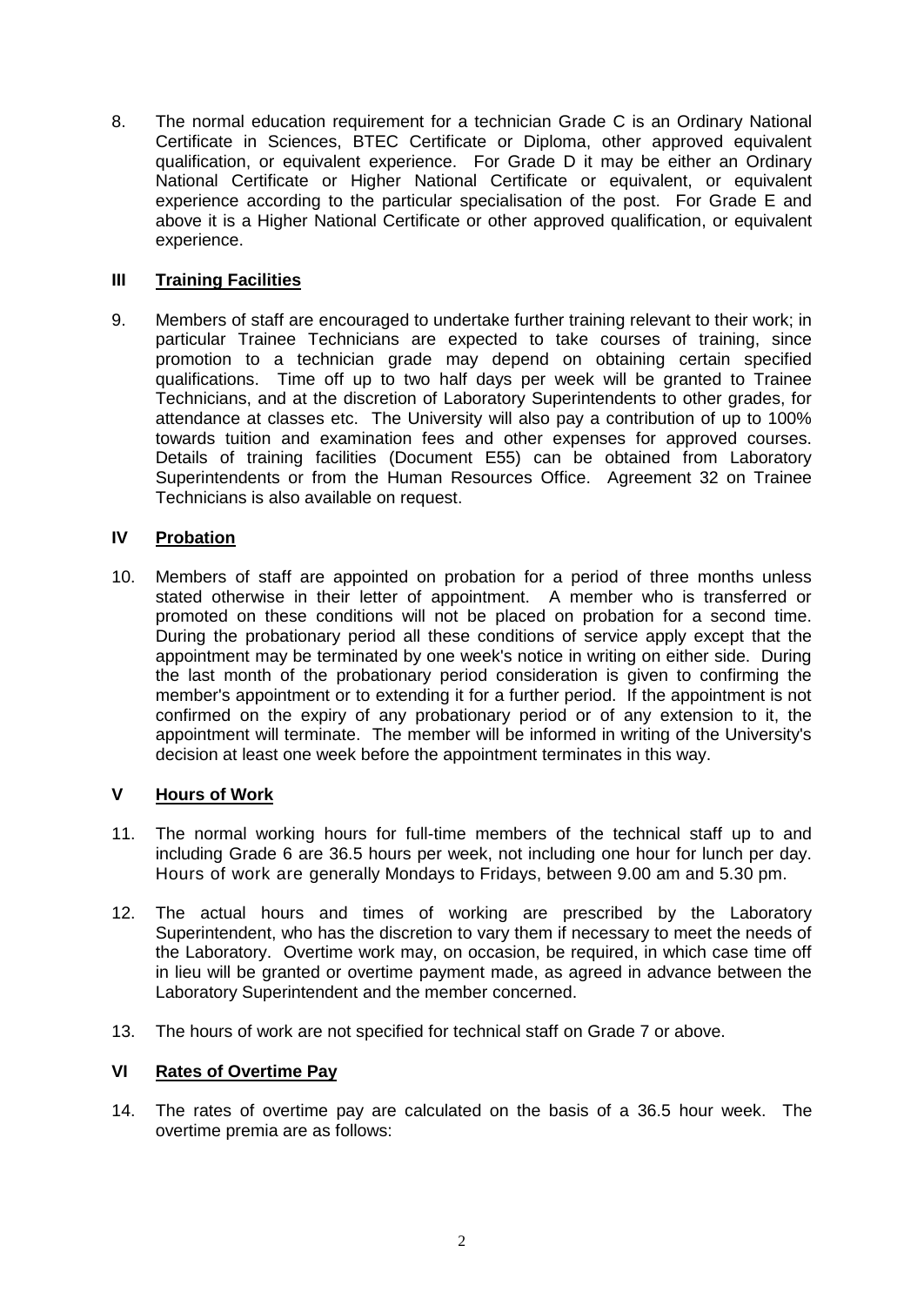8. The normal education requirement for a technician Grade C is an Ordinary National Certificate in Sciences, BTEC Certificate or Diploma, other approved equivalent qualification, or equivalent experience. For Grade D it may be either an Ordinary National Certificate or Higher National Certificate or equivalent, or equivalent experience according to the particular specialisation of the post. For Grade E and above it is a Higher National Certificate or other approved qualification, or equivalent experience.

## III Training Facilities

9. Members of staff are encouraged to undertake further training relevant to their work; in particular Trainee Technicians are expected to take courses of training, since promotion to a technician grade may depend on obtaining certain specified qualifications. Time off up to two half days per week will be granted to Trainee Technicians, and at the discretion of Laboratory Superintendents to other grades, for attendance at classes etc. The University will also pay a contribution of up to 100% towards tuition and examination fees and other expenses for approved courses. Details of training facilities (Document E55) can be obtained from Laboratory Superintendents or from the Human Resources Office. Agreement 32 on Trainee Technicians is also available on request.

## IV Probation

10. Members of staff are appointed on probation for a period of three months unless stated otherwise in their letter of appointment. A member who is transferred or promoted on these conditions will not be placed on probation for a second time. During the probationary period all these conditions of service apply except that the appointment may be terminated by one week's notice in writing on either side. During the last month of the probationary period consideration is given to confirming the member's appointment or to extending it for a further period. If the appointment is not confirmed on the expiry of any probationary period or of any extension to it, the appointment will terminate. The member will be informed in writing of the University's decision at least one week before the appointment terminates in this way.

## V Hours of Work

11. The normal working hours for full-time members of the technical staff up to and including Grade 6 are 36.5 hours per week, not including one hour for lunch per day. Hours of work are generally Mondays to Fridays, between 9.00 am and 5.30 pm.

12. The actual hours and times of working are prescribed by the Laboratory Superintendent, who has the discretion to vary them if necessary to meet the needs of the Laboratory. Overtime work may, on occasion, be required, in which case time off in lieu will be granted or overtime payment made, as agreed in advance between the Laboratory Superintendent and the member concerned.

13. The hours of work are not specified for technical staff on Grade 7 or above.

## VI Rates of Overtime Pay

14. The rates of overtime pay are calculated on the basis of a 36.5 hour week. The overtime premia are as follows: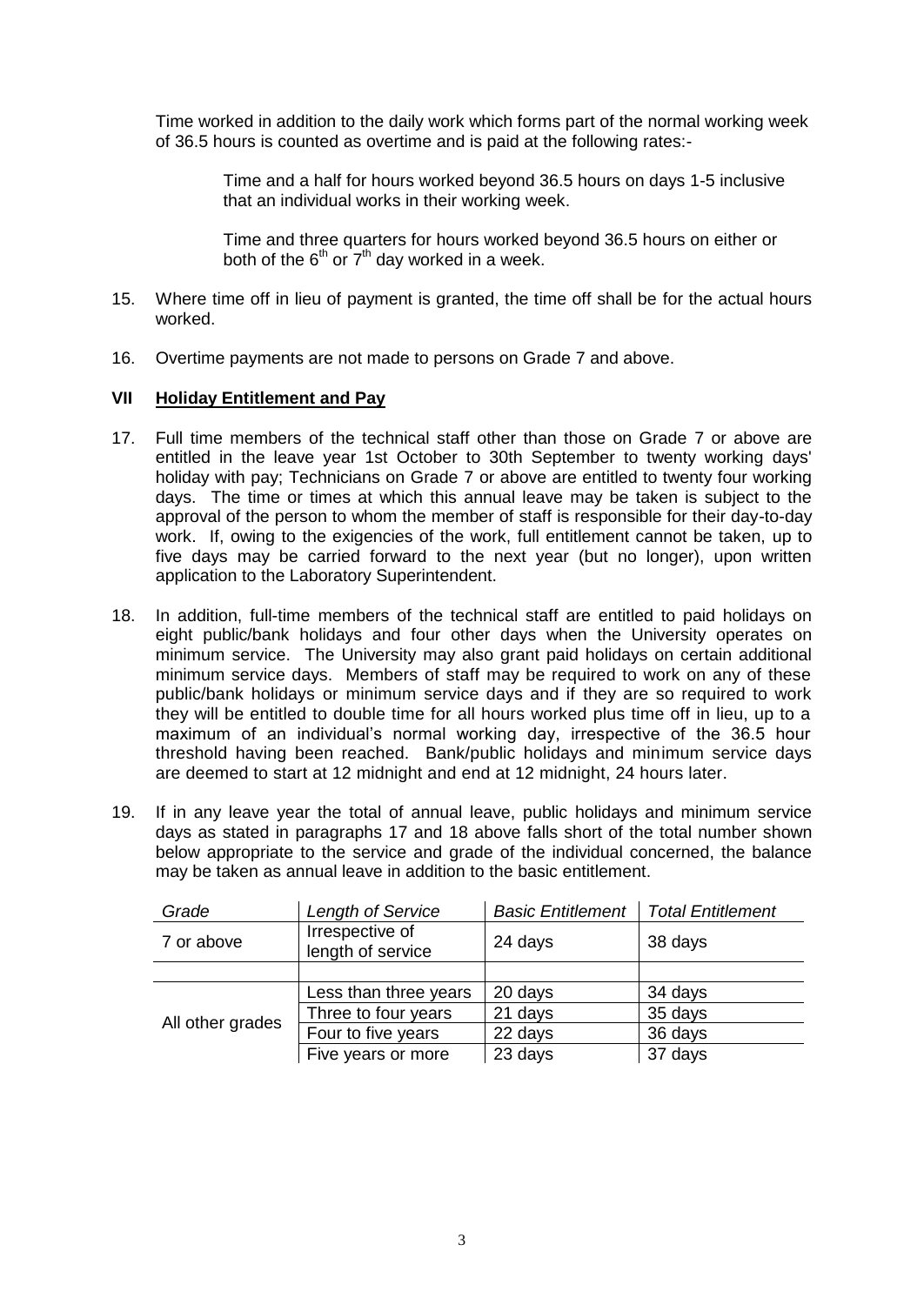Time worked in addition to the daily work which forms part of the normal working week of 36.5 hours is counted as overtime and is paid at the following rates:-

> Time and a half for hours worked beyond 36.5 hours on days 1-5 inclusive that an individual works in their working week.
>
> Time and three quarters for hours worked beyond 36.5 hours on either or both of the 6th or 7th day worked in a week.

15. Where time off in lieu of payment is granted, the time off shall be for the actual hours worked.

16. Overtime payments are not made to persons on Grade 7 and above.

### VII Holiday Entitlement and Pay

17. Full time members of the technical staff other than those on Grade 7 or above are entitled in the leave year 1st October to 30th September to twenty working days' holiday with pay; Technicians on Grade 7 or above are entitled to twenty four working days. The time or times at which this annual leave may be taken is subject to the approval of the person to whom the member of staff is responsible for their day-to-day work. If, owing to the exigencies of the work, full entitlement cannot be taken, up to five days may be carried forward to the next year (but no longer), upon written application to the Laboratory Superintendent.

18. In addition, full-time members of the technical staff are entitled to paid holidays on eight public/bank holidays and four other days when the University operates on minimum service. The University may also grant paid holidays on certain additional minimum service days. Members of staff may be required to work on any of these public/bank holidays or minimum service days and if they are so required to work they will be entitled to double time for all hours worked plus time off in lieu, up to a maximum of an individual's normal working day, irrespective of the 36.5 hour threshold having been reached. Bank/public holidays and minimum service days are deemed to start at 12 midnight and end at 12 midnight, 24 hours later.

19. If in any leave year the total of annual leave, public holidays and minimum service days as stated in paragraphs 17 and 18 above falls short of the total number shown below appropriate to the service and grade of the individual concerned, the balance may be taken as annual leave in addition to the basic entitlement.

| *Grade* | *Length of Service* | *Basic Entitlement* | *Total Entitlement* |
|---|---|---|---|
| 7 or above | Irrespective of length of service | 24 days | 38 days |
| | | | |
| All other grades | Less than three years | 20 days | 34 days |
| | Three to four years | 21 days | 35 days |
| | Four to five years | 22 days | 36 days |
| | Five years or more | 23 days | 37 days |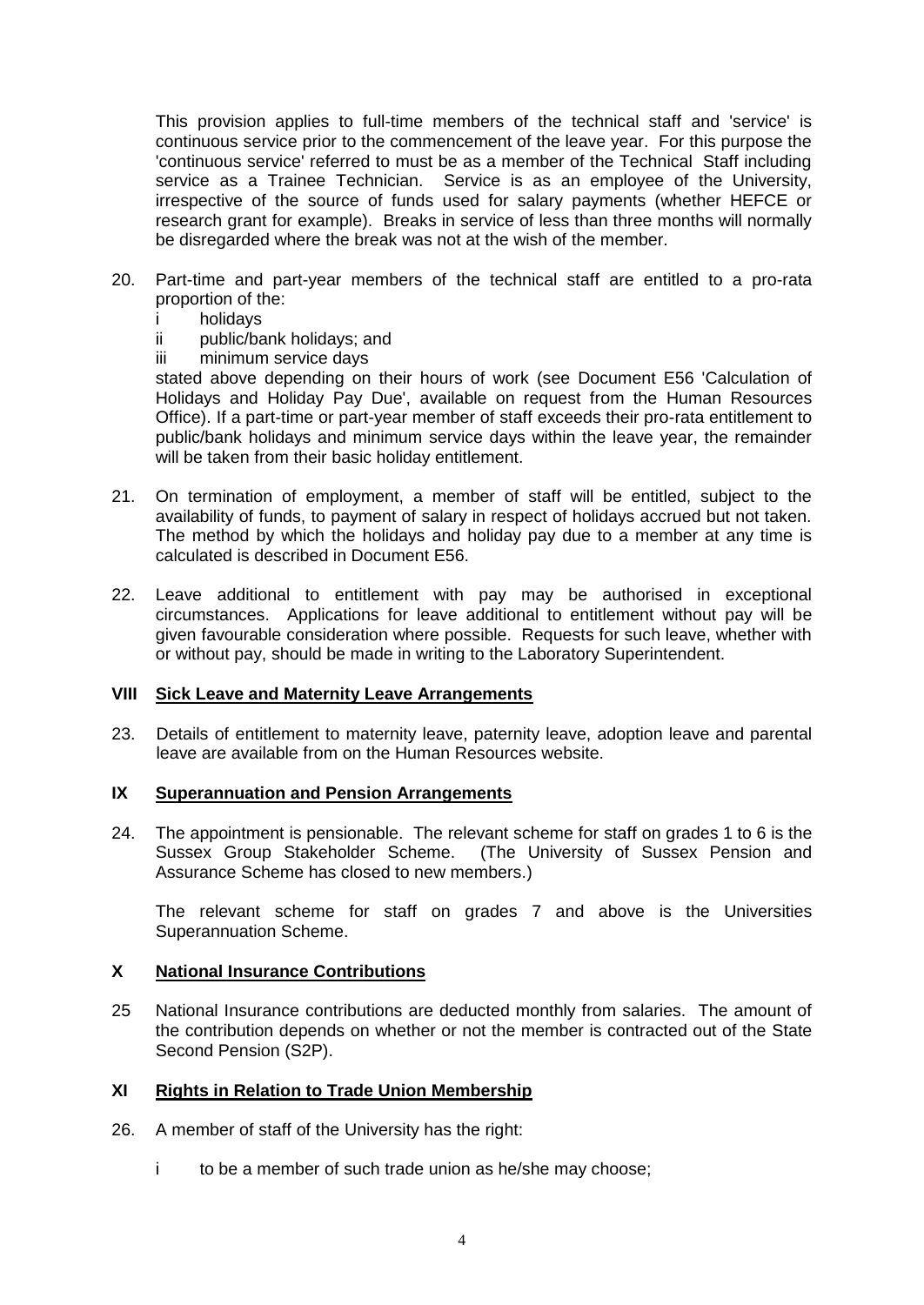This provision applies to full-time members of the technical staff and 'service' is continuous service prior to the commencement of the leave year. For this purpose the 'continuous service' referred to must be as a member of the Technical Staff including service as a Trainee Technician. Service is as an employee of the University, irrespective of the source of funds used for salary payments (whether HEFCE or research grant for example). Breaks in service of less than three months will normally be disregarded where the break was not at the wish of the member.

20. Part-time and part-year members of the technical staff are entitled to a pro-rata proportion of the:

    i holidays
    ii public/bank holidays; and
    iii minimum service days

    stated above depending on their hours of work (see Document E56 'Calculation of Holidays and Holiday Pay Due', available on request from the Human Resources Office). If a part-time or part-year member of staff exceeds their pro-rata entitlement to public/bank holidays and minimum service days within the leave year, the remainder will be taken from their basic holiday entitlement.

21. On termination of employment, a member of staff will be entitled, subject to the availability of funds, to payment of salary in respect of holidays accrued but not taken. The method by which the holidays and holiday pay due to a member at any time is calculated is described in Document E56.

22. Leave additional to entitlement with pay may be authorised in exceptional circumstances. Applications for leave additional to entitlement without pay will be given favourable consideration where possible. Requests for such leave, whether with or without pay, should be made in writing to the Laboratory Superintendent.

## VIII Sick Leave and Maternity Leave Arrangements

23. Details of entitlement to maternity leave, paternity leave, adoption leave and parental leave are available from on the Human Resources website.

## IX Superannuation and Pension Arrangements

24. The appointment is pensionable. The relevant scheme for staff on grades 1 to 6 is the Sussex Group Stakeholder Scheme. (The University of Sussex Pension and Assurance Scheme has closed to new members.)

    The relevant scheme for staff on grades 7 and above is the Universities Superannuation Scheme.

## X National Insurance Contributions

25 National Insurance contributions are deducted monthly from salaries. The amount of the contribution depends on whether or not the member is contracted out of the State Second Pension (S2P).

## XI Rights in Relation to Trade Union Membership

26. A member of staff of the University has the right:

    i to be a member of such trade union as he/she may choose;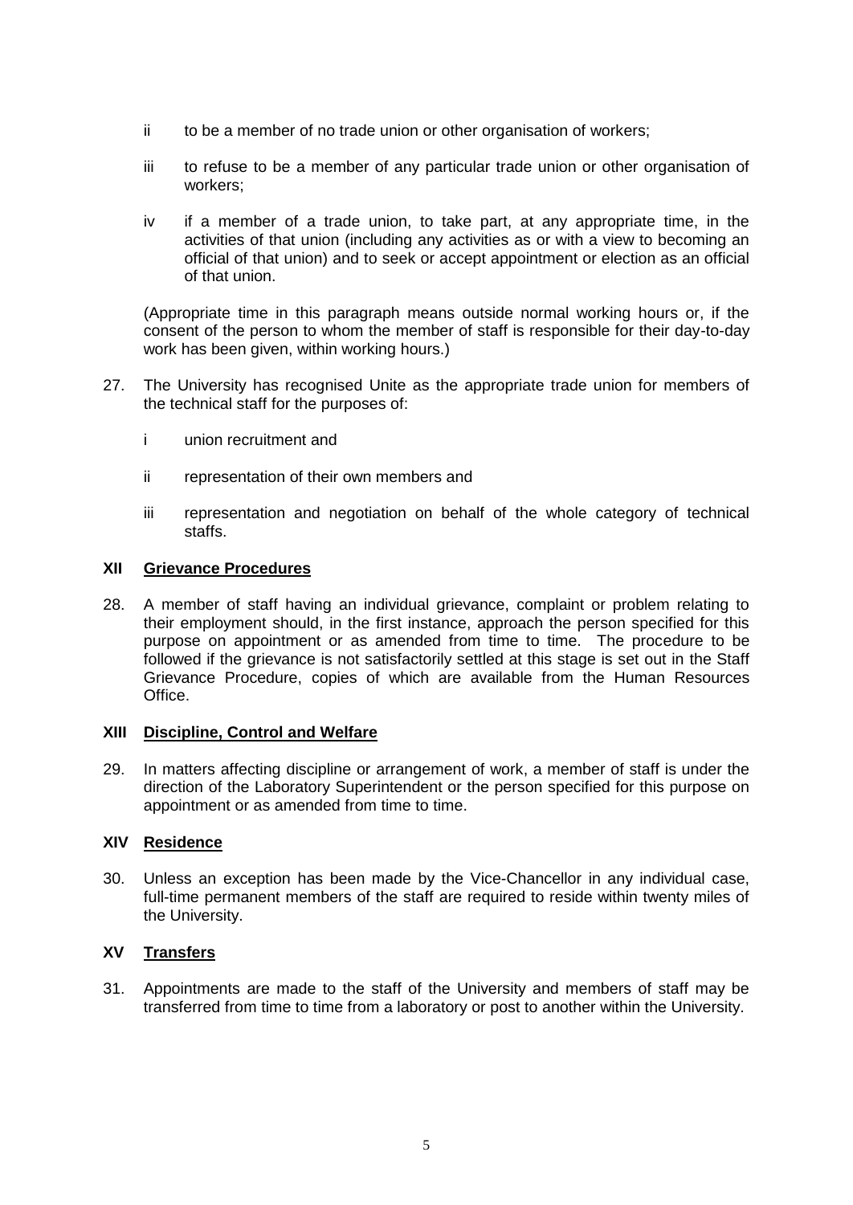ii to be a member of no trade union or other organisation of workers;

iii to refuse to be a member of any particular trade union or other organisation of workers;

iv if a member of a trade union, to take part, at any appropriate time, in the activities of that union (including any activities as or with a view to becoming an official of that union) and to seek or accept appointment or election as an official of that union.

(Appropriate time in this paragraph means outside normal working hours or, if the consent of the person to whom the member of staff is responsible for their day-to-day work has been given, within working hours.)

27. The University has recognised Unite as the appropriate trade union for members of the technical staff for the purposes of:

i union recruitment and

ii representation of their own members and

iii representation and negotiation on behalf of the whole category of technical staffs.

## XII Grievance Procedures

28. A member of staff having an individual grievance, complaint or problem relating to their employment should, in the first instance, approach the person specified for this purpose on appointment or as amended from time to time. The procedure to be followed if the grievance is not satisfactorily settled at this stage is set out in the Staff Grievance Procedure, copies of which are available from the Human Resources Office.

## XIII Discipline, Control and Welfare

29. In matters affecting discipline or arrangement of work, a member of staff is under the direction of the Laboratory Superintendent or the person specified for this purpose on appointment or as amended from time to time.

## XIV Residence

30. Unless an exception has been made by the Vice-Chancellor in any individual case, full-time permanent members of the staff are required to reside within twenty miles of the University.

## XV Transfers

31. Appointments are made to the staff of the University and members of staff may be transferred from time to time from a laboratory or post to another within the University.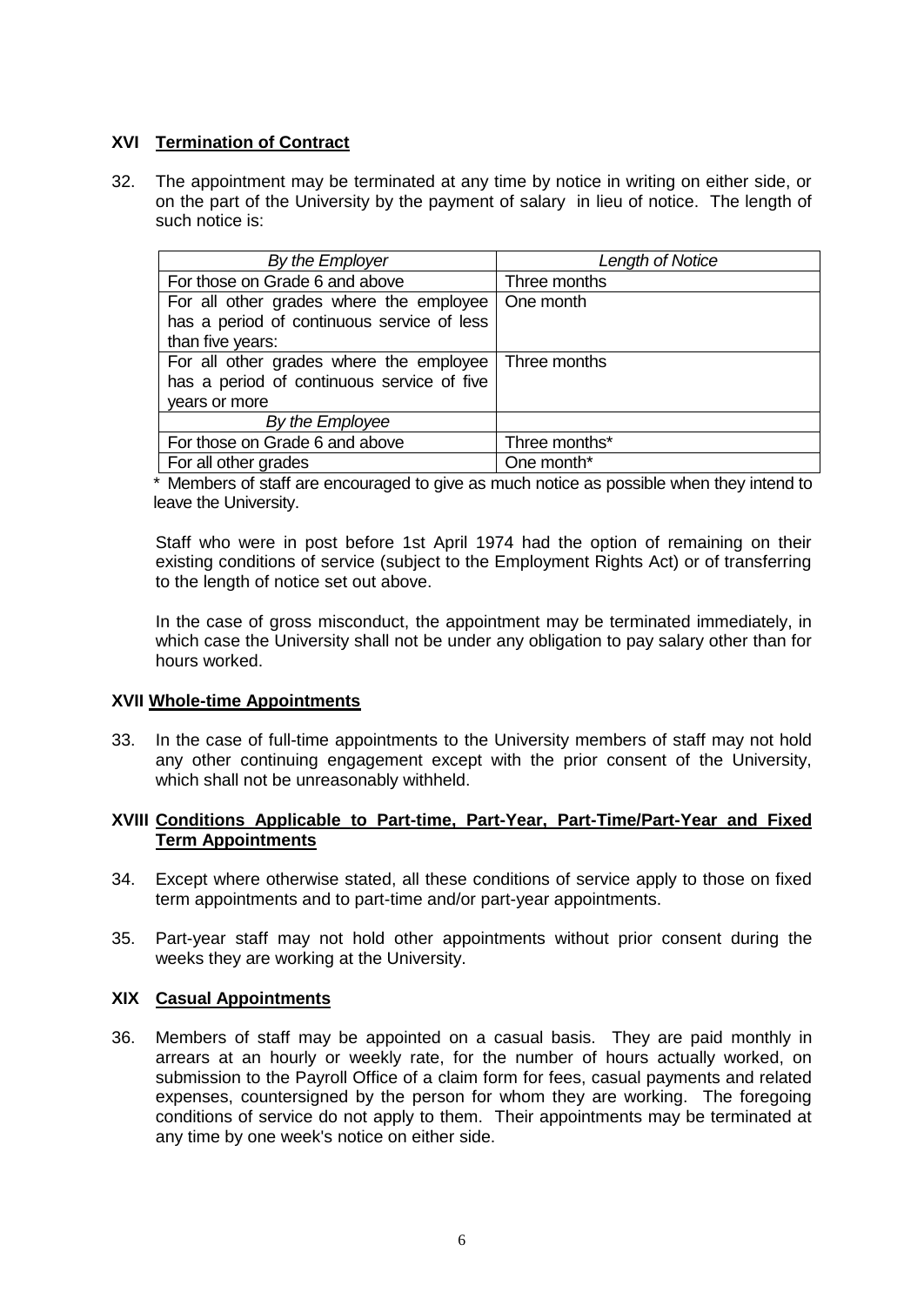## XVI Termination of Contract

32. The appointment may be terminated at any time by notice in writing on either side, or on the part of the University by the payment of salary in lieu of notice. The length of such notice is:

| *By the Employer* | *Length of Notice* |
|---|---|
| For those on Grade 6 and above | Three months |
| For all other grades where the employee has a period of continuous service of less than five years: | One month |
| For all other grades where the employee has a period of continuous service of five years or more | Three months |
| *By the Employee* | |
| For those on Grade 6 and above | Three months* |
| For all other grades | One month* |

\* Members of staff are encouraged to give as much notice as possible when they intend to leave the University.

Staff who were in post before 1st April 1974 had the option of remaining on their existing conditions of service (subject to the Employment Rights Act) or of transferring to the length of notice set out above.

In the case of gross misconduct, the appointment may be terminated immediately, in which case the University shall not be under any obligation to pay salary other than for hours worked.

## XVII Whole-time Appointments

33. In the case of full-time appointments to the University members of staff may not hold any other continuing engagement except with the prior consent of the University, which shall not be unreasonably withheld.

## XVIII Conditions Applicable to Part-time, Part-Year, Part-Time/Part-Year and Fixed Term Appointments

34. Except where otherwise stated, all these conditions of service apply to those on fixed term appointments and to part-time and/or part-year appointments.

35. Part-year staff may not hold other appointments without prior consent during the weeks they are working at the University.

## XIX Casual Appointments

36. Members of staff may be appointed on a casual basis. They are paid monthly in arrears at an hourly or weekly rate, for the number of hours actually worked, on submission to the Payroll Office of a claim form for fees, casual payments and related expenses, countersigned by the person for whom they are working. The foregoing conditions of service do not apply to them. Their appointments may be terminated at any time by one week's notice on either side.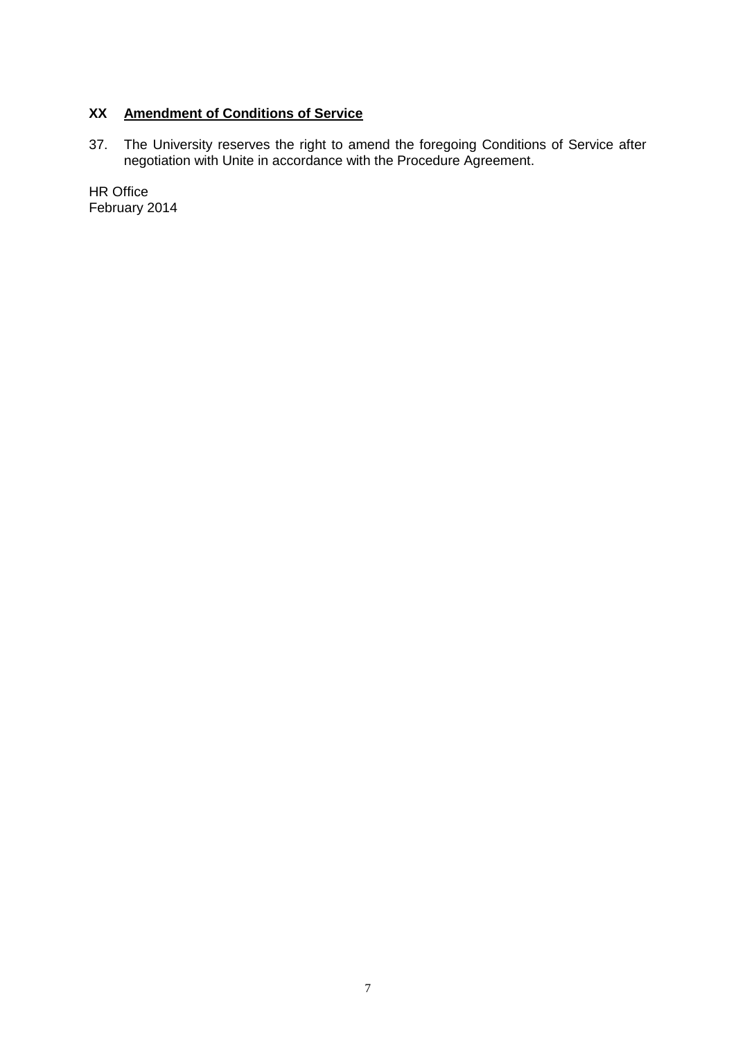## XX Amendment of Conditions of Service

37. The University reserves the right to amend the foregoing Conditions of Service after negotiation with Unite in accordance with the Procedure Agreement.

HR Office
February 2014